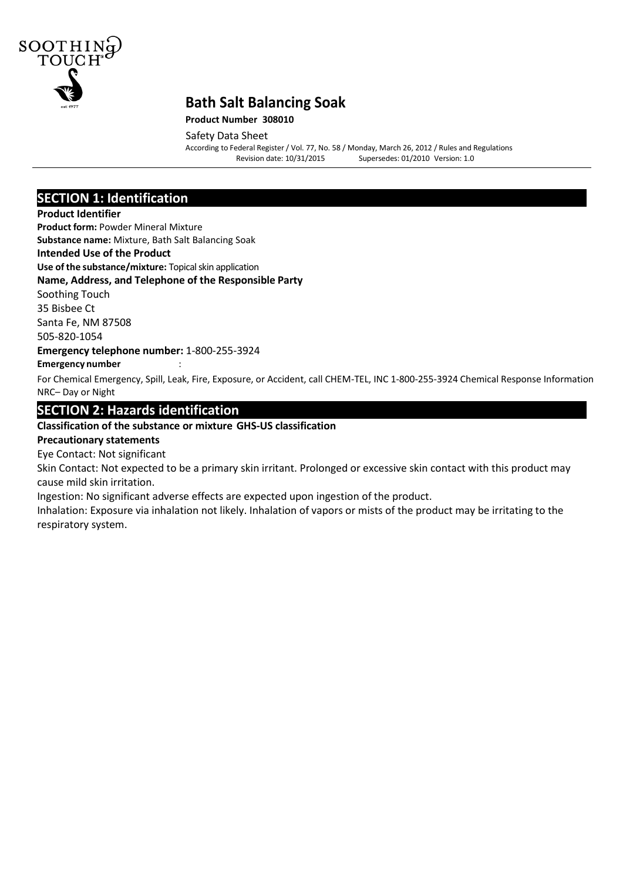# Bath Salt Balancing Soak

**Product Number 308010**

Safety Data Sheet

According to Federal Register / Vol. 77, No. 58 / Monday, March 26, 2012 / Rules and Regulations
Revision date: 10/31/2015 Supersedes: 01/2010 Version: 1.0

## SECTION 1: Identification

**Product Identifier**

**Product form:** Powder Mineral Mixture

**Substance name:** Mixture, Bath Salt Balancing Soak

**Intended Use of the Product**

**Use of the substance/mixture:** Topical skin application

**Name, Address, and Telephone of the Responsible Party**

Soothing Touch
35 Bisbee Ct
Santa Fe, NM 87508
505-820-1054

**Emergency telephone number:** 1-800-255-3924

**Emergency number** :

For Chemical Emergency, Spill, Leak, Fire, Exposure, or Accident, call CHEM-TEL, INC 1-800-255-3924 Chemical Response Information NRC– Day or Night

## SECTION 2: Hazards identification

**Classification of the substance or mixture GHS-US classification**

**Precautionary statements**

Eye Contact: Not significant

Skin Contact: Not expected to be a primary skin irritant. Prolonged or excessive skin contact with this product may cause mild skin irritation.

Ingestion: No significant adverse effects are expected upon ingestion of the product.

Inhalation: Exposure via inhalation not likely. Inhalation of vapors or mists of the product may be irritating to the respiratory system.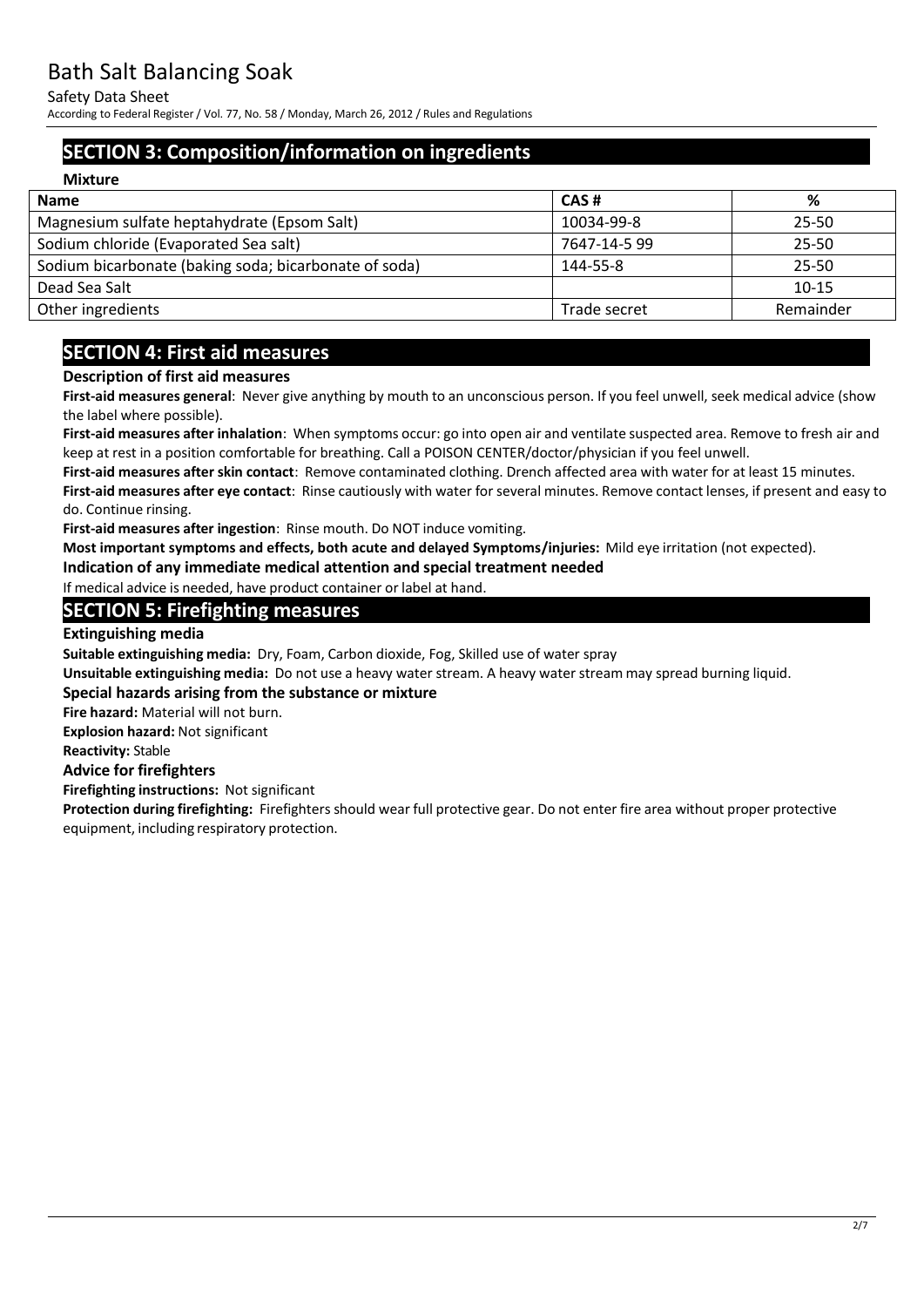## SECTION 3: Composition/information on ingredients

**Mixture**

| Name | CAS # | % |
|---|---|---|
| Magnesium sulfate heptahydrate (Epsom Salt) | 10034-99-8 | 25-50 |
| Sodium chloride (Evaporated Sea salt) | 7647-14-5 99 | 25-50 |
| Sodium bicarbonate (baking soda; bicarbonate of soda) | 144-55-8 | 25-50 |
| Dead Sea Salt | | 10-15 |
| Other ingredients | Trade secret | Remainder |

## SECTION 4: First aid measures

**Description of first aid measures**

**First-aid measures general**: Never give anything by mouth to an unconscious person. If you feel unwell, seek medical advice (show the label where possible).

**First-aid measures after inhalation**: When symptoms occur: go into open air and ventilate suspected area. Remove to fresh air and keep at rest in a position comfortable for breathing. Call a POISON CENTER/doctor/physician if you feel unwell.

**First-aid measures after skin contact**: Remove contaminated clothing. Drench affected area with water for at least 15 minutes.

**First-aid measures after eye contact**: Rinse cautiously with water for several minutes. Remove contact lenses, if present and easy to do. Continue rinsing.

**First-aid measures after ingestion**: Rinse mouth. Do NOT induce vomiting.

**Most important symptoms and effects, both acute and delayed Symptoms/injuries:** Mild eye irritation (not expected).

**Indication of any immediate medical attention and special treatment needed**

If medical advice is needed, have product container or label at hand.

## SECTION 5: Firefighting measures

**Extinguishing media**

**Suitable extinguishing media:** Dry, Foam, Carbon dioxide, Fog, Skilled use of water spray

**Unsuitable extinguishing media:** Do not use a heavy water stream. A heavy water stream may spread burning liquid.

**Special hazards arising from the substance or mixture**

**Fire hazard:** Material will not burn.

**Explosion hazard:** Not significant

**Reactivity:** Stable

**Advice for firefighters**

**Firefighting instructions:** Not significant

**Protection during firefighting:** Firefighters should wear full protective gear. Do not enter fire area without proper protective equipment, including respiratory protection.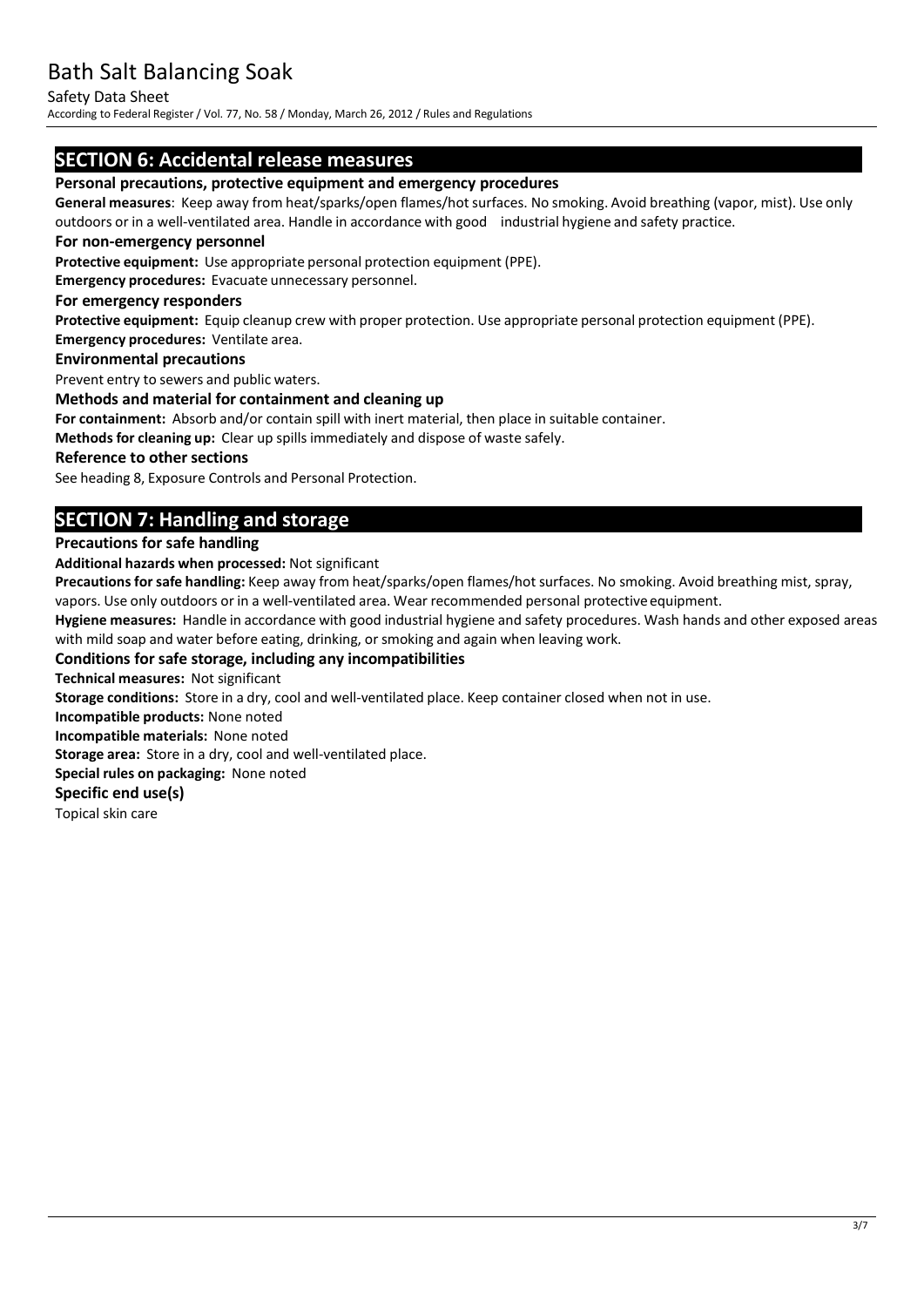## SECTION 6: Accidental release measures

### Personal precautions, protective equipment and emergency procedures

**General measures**: Keep away from heat/sparks/open flames/hot surfaces. No smoking. Avoid breathing (vapor, mist). Use only outdoors or in a well-ventilated area. Handle in accordance with good industrial hygiene and safety practice.

### For non-emergency personnel

**Protective equipment:** Use appropriate personal protection equipment (PPE).

**Emergency procedures:** Evacuate unnecessary personnel.

### For emergency responders

**Protective equipment:** Equip cleanup crew with proper protection. Use appropriate personal protection equipment (PPE).

**Emergency procedures:** Ventilate area.

### Environmental precautions

Prevent entry to sewers and public waters.

### Methods and material for containment and cleaning up

**For containment:** Absorb and/or contain spill with inert material, then place in suitable container.

**Methods for cleaning up:** Clear up spills immediately and dispose of waste safely.

### Reference to other sections

See heading 8, Exposure Controls and Personal Protection.

## SECTION 7: Handling and storage

### Precautions for safe handling

**Additional hazards when processed:** Not significant

**Precautions for safe handling:** Keep away from heat/sparks/open flames/hot surfaces. No smoking. Avoid breathing mist, spray, vapors. Use only outdoors or in a well-ventilated area. Wear recommended personal protective equipment.

**Hygiene measures:** Handle in accordance with good industrial hygiene and safety procedures. Wash hands and other exposed areas with mild soap and water before eating, drinking, or smoking and again when leaving work.

### Conditions for safe storage, including any incompatibilities

**Technical measures:** Not significant

**Storage conditions:** Store in a dry, cool and well-ventilated place. Keep container closed when not in use.

**Incompatible products:** None noted

**Incompatible materials:** None noted

**Storage area:** Store in a dry, cool and well-ventilated place.

**Special rules on packaging:** None noted

### Specific end use(s)

Topical skin care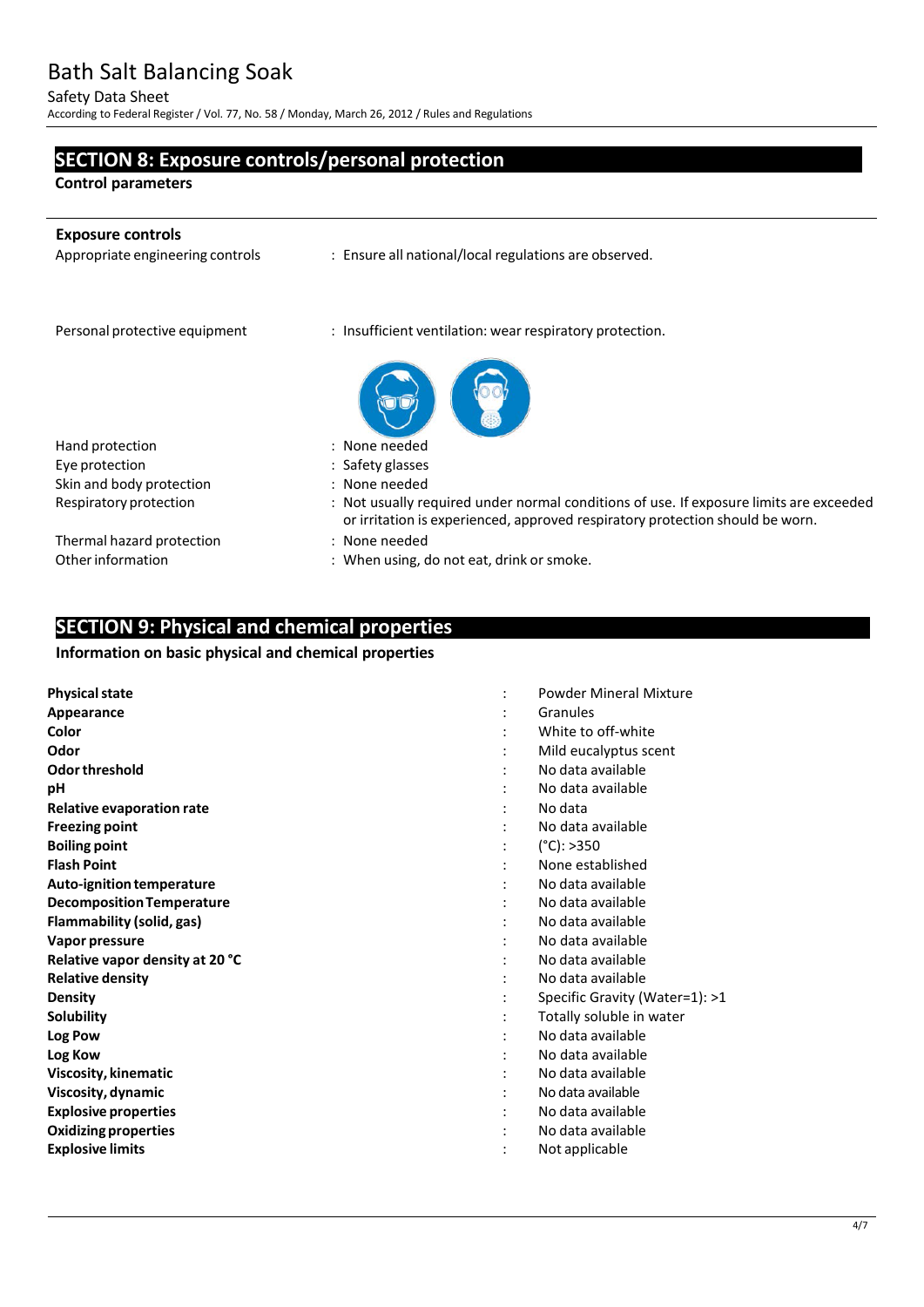## SECTION 8: Exposure controls/personal protection

**Control parameters**

**Exposure controls**

| | |
|---|---|
| Appropriate engineering controls | : Ensure all national/local regulations are observed. |
| Personal protective equipment | : Insufficient ventilation: wear respiratory protection. |
| Hand protection | : None needed |
| Eye protection | : Safety glasses |
| Skin and body protection | : None needed |
| Respiratory protection | : Not usually required under normal conditions of use. If exposure limits are exceeded or irritation is experienced, approved respiratory protection should be worn. |
| Thermal hazard protection | : None needed |
| Other information | : When using, do not eat, drink or smoke. |

## SECTION 9: Physical and chemical properties

**Information on basic physical and chemical properties**

| | | |
|---|---|---|
| **Physical state** | : | Powder Mineral Mixture |
| **Appearance** | : | Granules |
| **Color** | : | White to off-white |
| **Odor** | : | Mild eucalyptus scent |
| **Odor threshold** | : | No data available |
| **pH** | : | No data available |
| **Relative evaporation rate** | : | No data |
| **Freezing point** | : | No data available |
| **Boiling point** | : | (°C): >350 |
| **Flash Point** | : | None established |
| **Auto-ignition temperature** | : | No data available |
| **Decomposition Temperature** | : | No data available |
| **Flammability (solid, gas)** | : | No data available |
| **Vapor pressure** | : | No data available |
| **Relative vapor density at 20 °C** | : | No data available |
| **Relative density** | : | No data available |
| **Density** | : | Specific Gravity (Water=1): >1 |
| **Solubility** | : | Totally soluble in water |
| **Log Pow** | : | No data available |
| **Log Kow** | : | No data available |
| **Viscosity, kinematic** | : | No data available |
| **Viscosity, dynamic** | : | No data available |
| **Explosive properties** | : | No data available |
| **Oxidizing properties** | : | No data available |
| **Explosive limits** | : | Not applicable |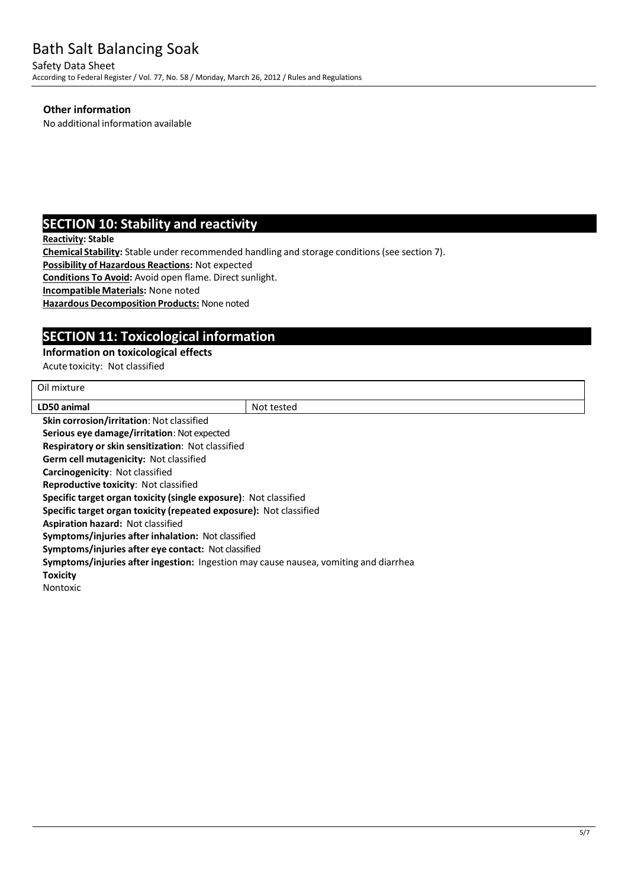**Other information**

No additional information available

## SECTION 10: Stability and reactivity

**Reactivity: Stable**

**Chemical Stability:** Stable under recommended handling and storage conditions (see section 7).

**Possibility of Hazardous Reactions:** Not expected

**Conditions To Avoid:** Avoid open flame. Direct sunlight.

**Incompatible Materials:** None noted

**Hazardous Decomposition Products:** None noted

## SECTION 11: Toxicological information

**Information on toxicological effects**

Acute toxicity: Not classified

| Oil mixture | |
|---|---|
| **LD50 animal** | Not tested |

**Skin corrosion/irritation**: Not classified

**Serious eye damage/irritation**: Not expected

**Respiratory or skin sensitization**: Not classified

**Germ cell mutagenicity:** Not classified

**Carcinogenicity**: Not classified

**Reproductive toxicity**: Not classified

**Specific target organ toxicity (single exposure)**: Not classified

**Specific target organ toxicity (repeated exposure):** Not classified

**Aspiration hazard:** Not classified

**Symptoms/injuries after inhalation:** Not classified

**Symptoms/injuries after eye contact:** Not classified

**Symptoms/injuries after ingestion:** Ingestion may cause nausea, vomiting and diarrhea

**Toxicity**

Nontoxic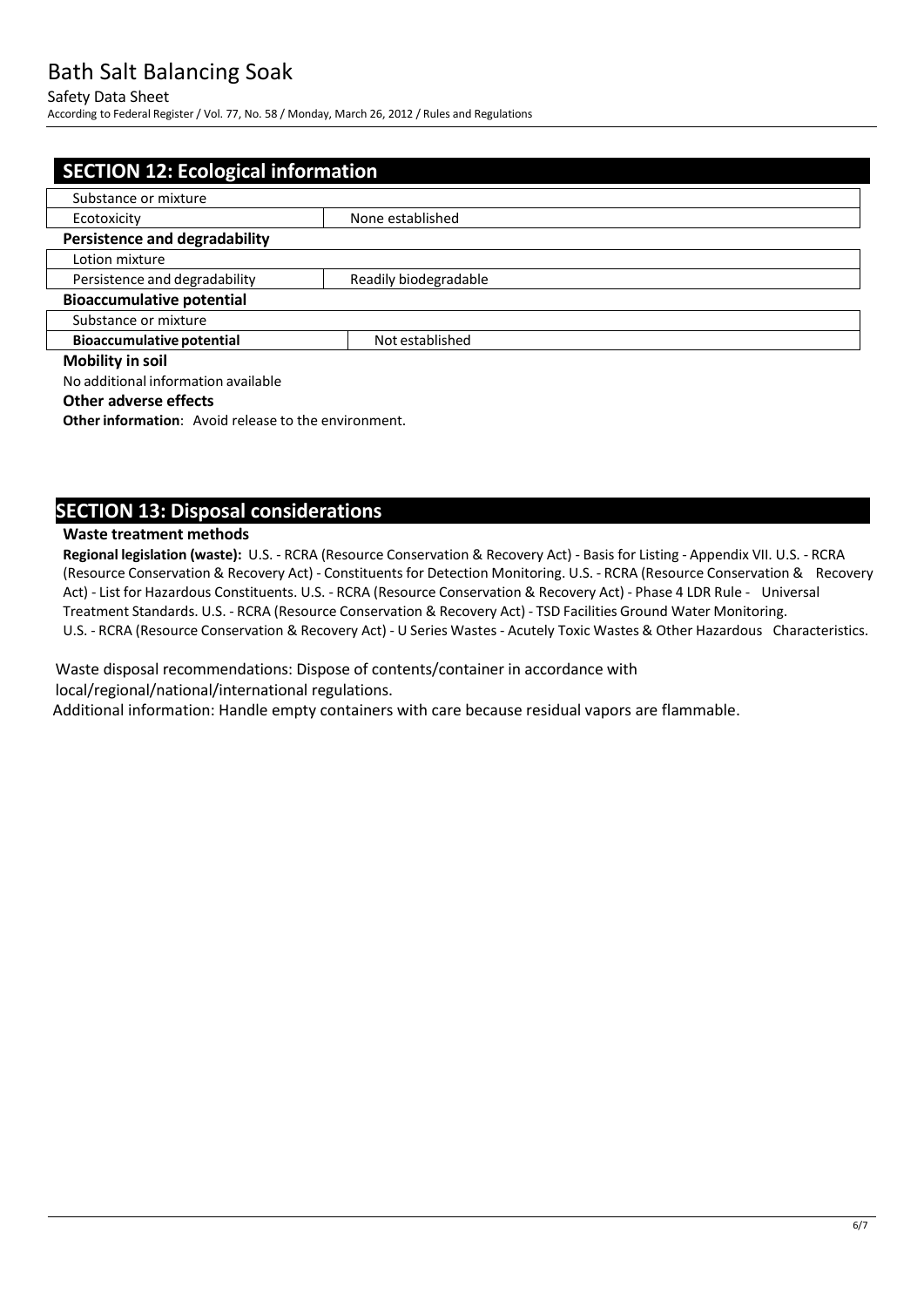## SECTION 12: Ecological information

| Substance or mixture | |
|---|---|
| Ecotoxicity | None established |

**Persistence and degradability**

| Lotion mixture | |
|---|---|
| Persistence and degradability | Readily biodegradable |

**Bioaccumulative potential**

| Substance or mixture | |
|---|---|
| **Bioaccumulative potential** | Not established |

**Mobility in soil**

No additional information available

**Other adverse effects**

**Other information**: Avoid release to the environment.

## SECTION 13: Disposal considerations

**Waste treatment methods**

**Regional legislation (waste):** U.S. - RCRA (Resource Conservation & Recovery Act) - Basis for Listing - Appendix VII. U.S. - RCRA (Resource Conservation & Recovery Act) - Constituents for Detection Monitoring. U.S. - RCRA (Resource Conservation & Recovery Act) - List for Hazardous Constituents. U.S. - RCRA (Resource Conservation & Recovery Act) - Phase 4 LDR Rule - Universal Treatment Standards. U.S. - RCRA (Resource Conservation & Recovery Act) - TSD Facilities Ground Water Monitoring. U.S. - RCRA (Resource Conservation & Recovery Act) - U Series Wastes - Acutely Toxic Wastes & Other Hazardous Characteristics.

Waste disposal recommendations: Dispose of contents/container in accordance with local/regional/national/international regulations.

Additional information: Handle empty containers with care because residual vapors are flammable.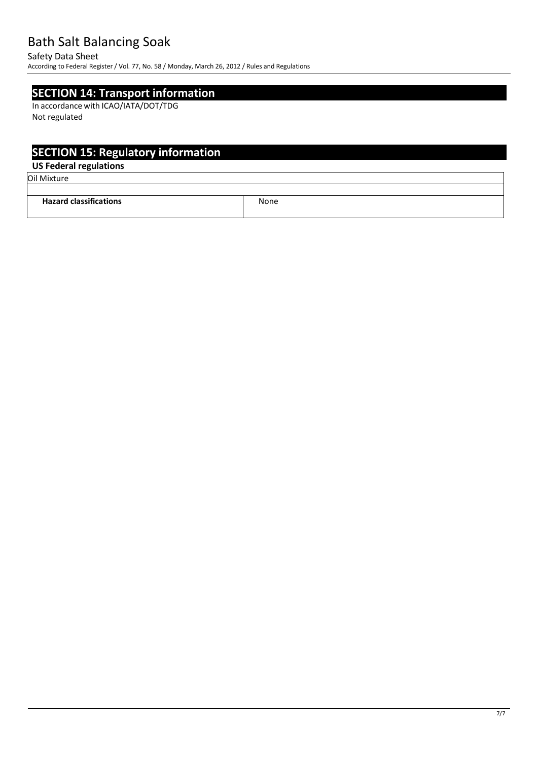## SECTION 14: Transport information

In accordance with ICAO/IATA/DOT/TDG

Not regulated

## SECTION 15: Regulatory information

### US Federal regulations

| Oil Mixture | |
|---|---|
| | |
| **Hazard classifications** | None |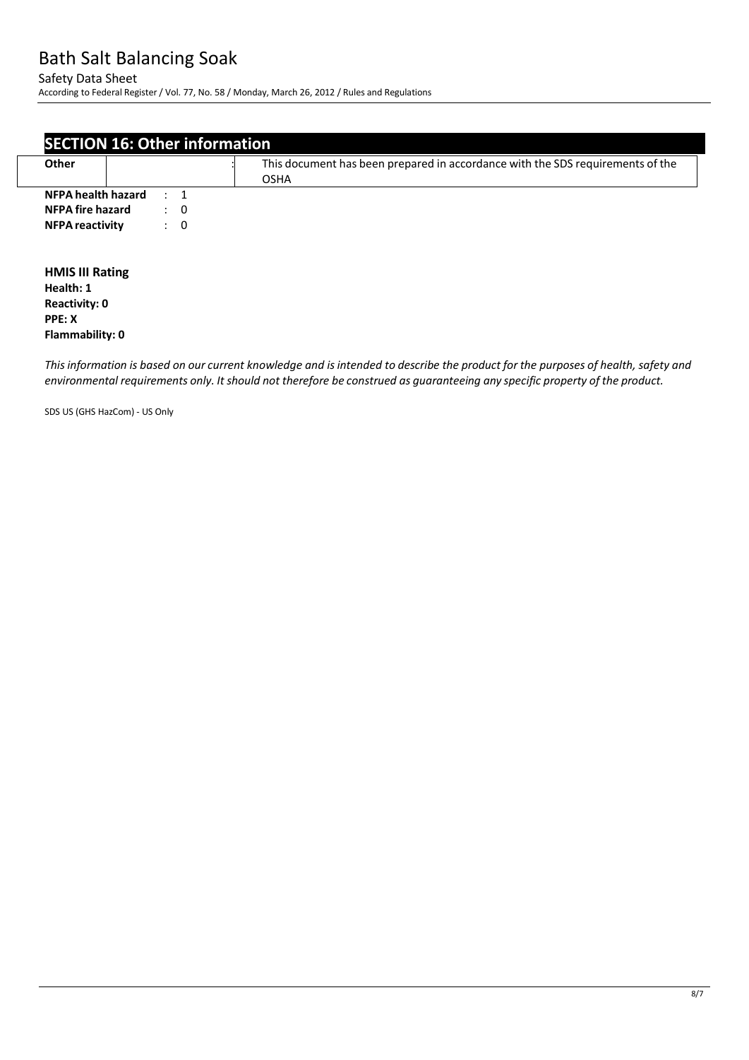## SECTION 16: Other information

| | |
|---|---|
| **Other** | : This document has been prepared in accordance with the SDS requirements of the OSHA |

**NFPA health hazard** : 1
**NFPA fire hazard** : 0
**NFPA reactivity** : 0

**HMIS III Rating**
**Health: 1**
**Reactivity: 0**
**PPE: X**
**Flammability: 0**

*This information is based on our current knowledge and is intended to describe the product for the purposes of health, safety and environmental requirements only. It should not therefore be construed as guaranteeing any specific property of the product.*

SDS US (GHS HazCom) - US Only